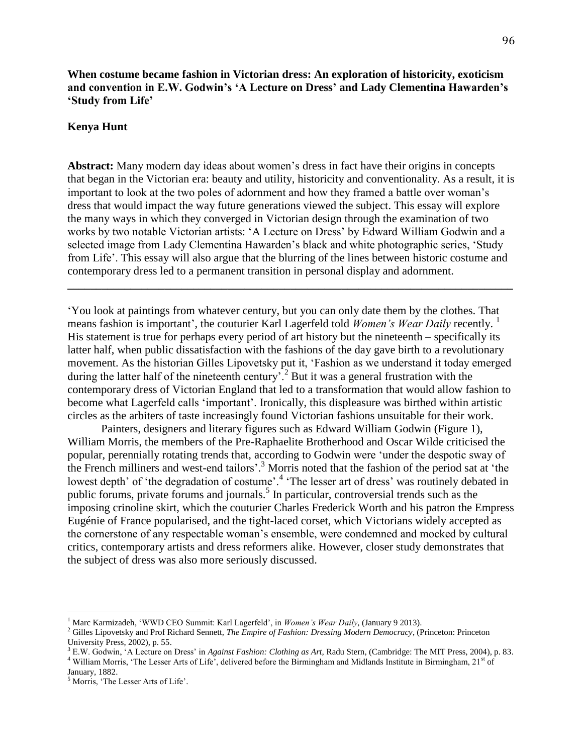**When costume became fashion in Victorian dress: An exploration of historicity, exoticism and convention in E.W. Godwin's 'A Lecture on Dress' and Lady Clementina Hawarden's 'Study from Life'**

**Kenya Hunt**

**Abstract:** Many modern day ideas about women's dress in fact have their origins in concepts that began in the Victorian era: beauty and utility, historicity and conventionality. As a result, it is important to look at the two poles of adornment and how they framed a battle over woman's dress that would impact the way future generations viewed the subject. This essay will explore the many ways in which they converged in Victorian design through the examination of two works by two notable Victorian artists: 'A Lecture on Dress' by Edward William Godwin and a selected image from Lady Clementina Hawarden's black and white photographic series, 'Study from Life'. This essay will also argue that the blurring of the lines between historic costume and contemporary dress led to a permanent transition in personal display and adornment.

---

'You look at paintings from whatever century, but you can only date them by the clothes. That means fashion is important', the couturier Karl Lagerfeld told *Women's Wear Daily* recently. [1] His statement is true for perhaps every period of art history but the nineteenth – specifically its latter half, when public dissatisfaction with the fashions of the day gave birth to a revolutionary movement. As the historian Gilles Lipovetsky put it, 'Fashion as we understand it today emerged during the latter half of the nineteenth century'.[2] But it was a general frustration with the contemporary dress of Victorian England that led to a transformation that would allow fashion to become what Lagerfeld calls 'important'. Ironically, this displeasure was birthed within artistic circles as the arbiters of taste increasingly found Victorian fashions unsuitable for their work.

Painters, designers and literary figures such as Edward William Godwin (Figure 1), William Morris, the members of the Pre-Raphaelite Brotherhood and Oscar Wilde criticised the popular, perennially rotating trends that, according to Godwin were 'under the despotic sway of the French milliners and west-end tailors'.[3] Morris noted that the fashion of the period sat at 'the lowest depth' of 'the degradation of costume'.[4] 'The lesser art of dress' was routinely debated in public forums, private forums and journals.[5] In particular, controversial trends such as the imposing crinoline skirt, which the couturier Charles Frederick Worth and his patron the Empress Eugénie of France popularised, and the tight-laced corset, which Victorians widely accepted as the cornerstone of any respectable woman's ensemble, were condemned and mocked by cultural critics, contemporary artists and dress reformers alike. However, closer study demonstrates that the subject of dress was also more seriously discussed.

---

[1] Marc Karmizadeh, 'WWD CEO Summit: Karl Lagerfeld', in *Women's Wear Daily*, (January 9 2013).

[2] Gilles Lipovetsky and Prof Richard Sennett, *The Empire of Fashion: Dressing Modern Democracy*, (Princeton: Princeton University Press, 2002), p. 55.

[3] E.W. Godwin, 'A Lecture on Dress' in *Against Fashion: Clothing as Art*, Radu Stern, (Cambridge: The MIT Press, 2004), p. 83.

[4] William Morris, 'The Lesser Arts of Life', delivered before the Birmingham and Midlands Institute in Birmingham, 21st of January, 1882.

[5] Morris, 'The Lesser Arts of Life'.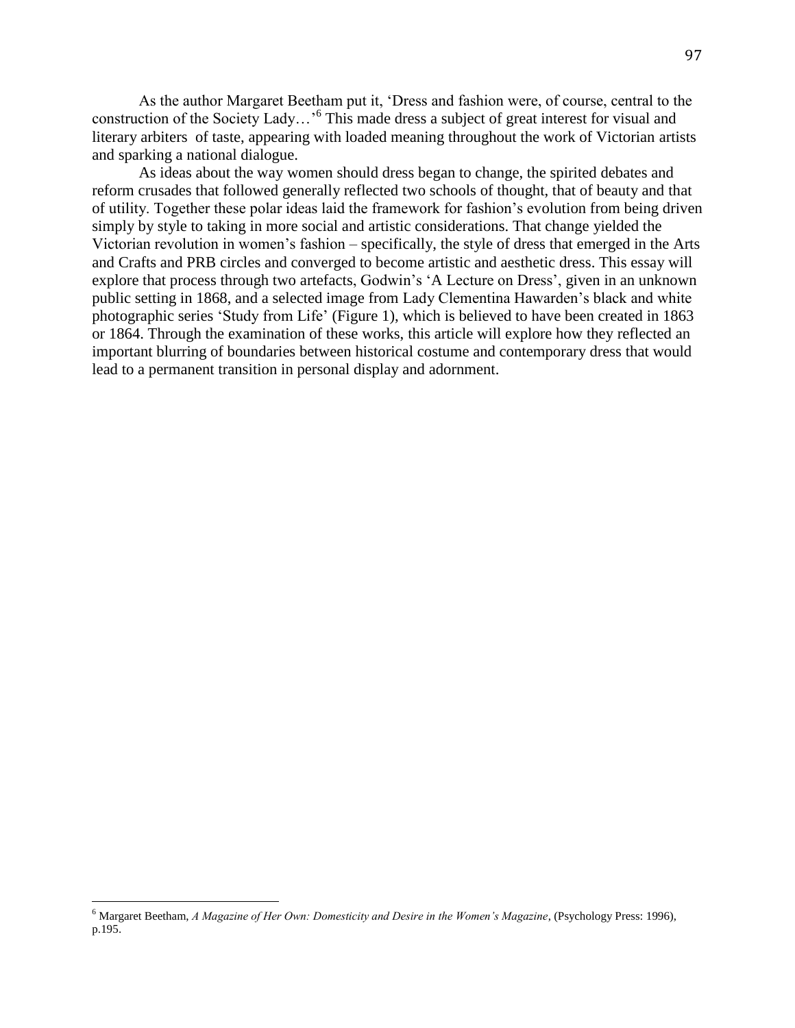As the author Margaret Beetham put it, 'Dress and fashion were, of course, central to the construction of the Society Lady…'[6] This made dress a subject of great interest for visual and literary arbiters of taste, appearing with loaded meaning throughout the work of Victorian artists and sparking a national dialogue.

As ideas about the way women should dress began to change, the spirited debates and reform crusades that followed generally reflected two schools of thought, that of beauty and that of utility. Together these polar ideas laid the framework for fashion's evolution from being driven simply by style to taking in more social and artistic considerations. That change yielded the Victorian revolution in women's fashion – specifically, the style of dress that emerged in the Arts and Crafts and PRB circles and converged to become artistic and aesthetic dress. This essay will explore that process through two artefacts, Godwin's 'A Lecture on Dress', given in an unknown public setting in 1868, and a selected image from Lady Clementina Hawarden's black and white photographic series 'Study from Life' (Figure 1), which is believed to have been created in 1863 or 1864. Through the examination of these works, this article will explore how they reflected an important blurring of boundaries between historical costume and contemporary dress that would lead to a permanent transition in personal display and adornment.

---

[6] Margaret Beetham, *A Magazine of Her Own: Domesticity and Desire in the Women's Magazine*, (Psychology Press: 1996), p.195.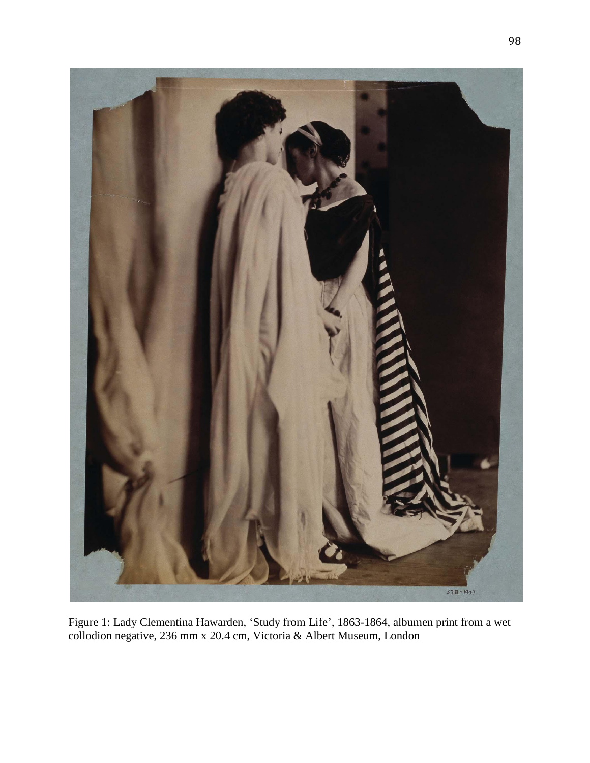Figure 1: Lady Clementina Hawarden, ‘Study from Life’, 1863-1864, albumen print from a wet collodion negative, 236 mm x 20.4 cm, Victoria & Albert Museum, London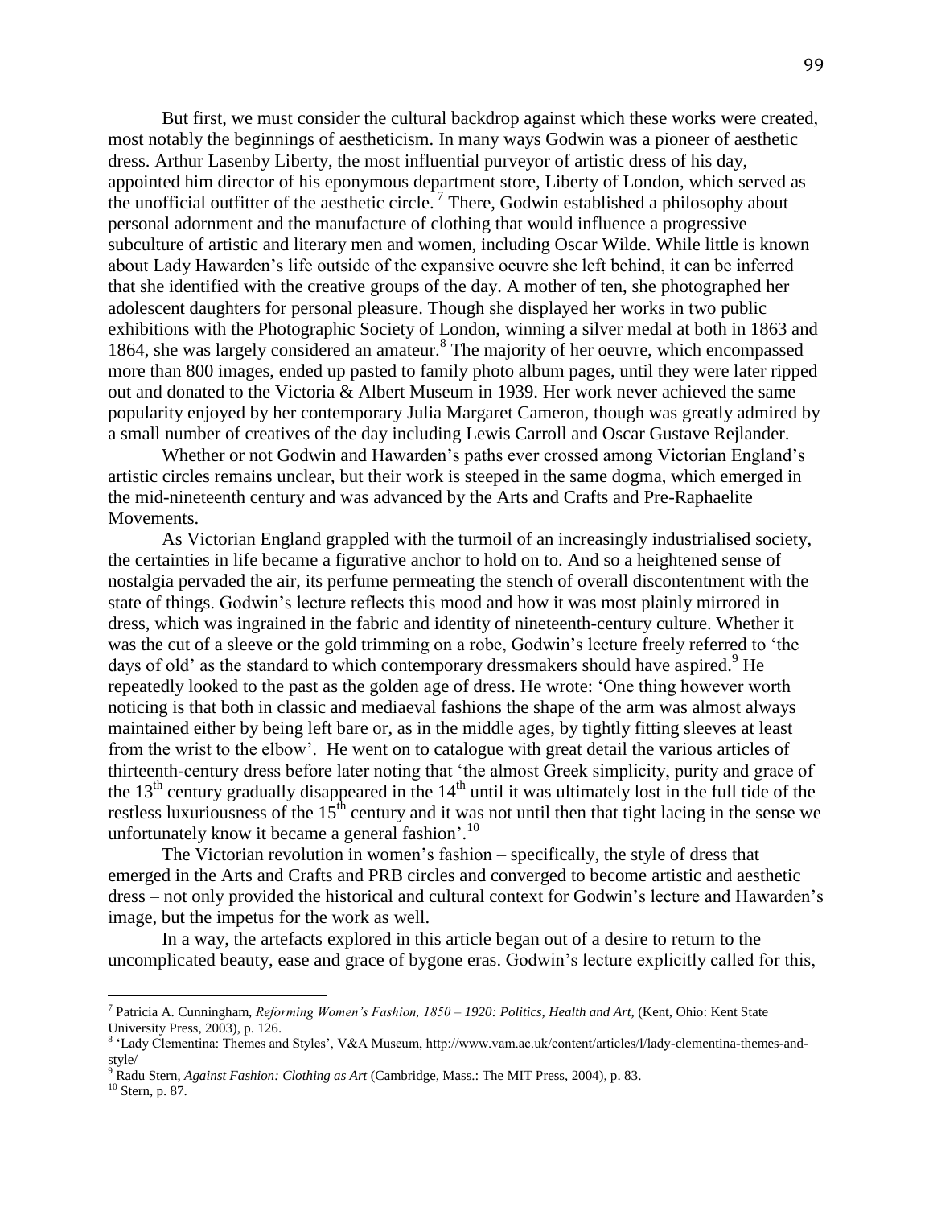But first, we must consider the cultural backdrop against which these works were created, most notably the beginnings of aestheticism. In many ways Godwin was a pioneer of aesthetic dress. Arthur Lasenby Liberty, the most influential purveyor of artistic dress of his day, appointed him director of his eponymous department store, Liberty of London, which served as the unofficial outfitter of the aesthetic circle.[7] There, Godwin established a philosophy about personal adornment and the manufacture of clothing that would influence a progressive subculture of artistic and literary men and women, including Oscar Wilde. While little is known about Lady Hawarden's life outside of the expansive oeuvre she left behind, it can be inferred that she identified with the creative groups of the day. A mother of ten, she photographed her adolescent daughters for personal pleasure. Though she displayed her works in two public exhibitions with the Photographic Society of London, winning a silver medal at both in 1863 and 1864, she was largely considered an amateur.[8] The majority of her oeuvre, which encompassed more than 800 images, ended up pasted to family photo album pages, until they were later ripped out and donated to the Victoria & Albert Museum in 1939. Her work never achieved the same popularity enjoyed by her contemporary Julia Margaret Cameron, though was greatly admired by a small number of creatives of the day including Lewis Carroll and Oscar Gustave Rejlander.

Whether or not Godwin and Hawarden's paths ever crossed among Victorian England's artistic circles remains unclear, but their work is steeped in the same dogma, which emerged in the mid-nineteenth century and was advanced by the Arts and Crafts and Pre-Raphaelite Movements.

As Victorian England grappled with the turmoil of an increasingly industrialised society, the certainties in life became a figurative anchor to hold on to. And so a heightened sense of nostalgia pervaded the air, its perfume permeating the stench of overall discontentment with the state of things. Godwin's lecture reflects this mood and how it was most plainly mirrored in dress, which was ingrained in the fabric and identity of nineteenth-century culture. Whether it was the cut of a sleeve or the gold trimming on a robe, Godwin's lecture freely referred to 'the days of old' as the standard to which contemporary dressmakers should have aspired.[9] He repeatedly looked to the past as the golden age of dress. He wrote: 'One thing however worth noticing is that both in classic and mediaeval fashions the shape of the arm was almost always maintained either by being left bare or, as in the middle ages, by tightly fitting sleeves at least from the wrist to the elbow'. He went on to catalogue with great detail the various articles of thirteenth-century dress before later noting that 'the almost Greek simplicity, purity and grace of the 13th century gradually disappeared in the 14th until it was ultimately lost in the full tide of the restless luxuriousness of the 15th century and it was not until then that tight lacing in the sense we unfortunately know it became a general fashion'.[10]

The Victorian revolution in women's fashion – specifically, the style of dress that emerged in the Arts and Crafts and PRB circles and converged to become artistic and aesthetic dress – not only provided the historical and cultural context for Godwin's lecture and Hawarden's image, but the impetus for the work as well.

In a way, the artefacts explored in this article began out of a desire to return to the uncomplicated beauty, ease and grace of bygone eras. Godwin's lecture explicitly called for this,

---

[7] Patricia A. Cunningham, *Reforming Women's Fashion, 1850 – 1920: Politics, Health and Art,* (Kent, Ohio: Kent State University Press, 2003), p. 126.

[8] 'Lady Clementina: Themes and Styles', V&A Museum, http://www.vam.ac.uk/content/articles/l/lady-clementina-themes-and-style/

[9] Radu Stern, *Against Fashion: Clothing as Art* (Cambridge, Mass.: The MIT Press, 2004), p. 83.

[10] Stern, p. 87.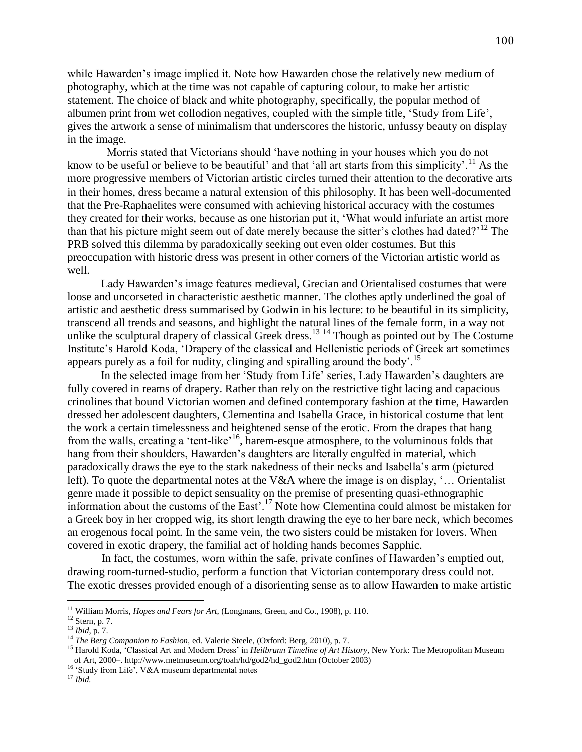while Hawarden's image implied it. Note how Hawarden chose the relatively new medium of photography, which at the time was not capable of capturing colour, to make her artistic statement. The choice of black and white photography, specifically, the popular method of albumen print from wet collodion negatives, coupled with the simple title, 'Study from Life', gives the artwork a sense of minimalism that underscores the historic, unfussy beauty on display in the image.

Morris stated that Victorians should 'have nothing in your houses which you do not know to be useful or believe to be beautiful' and that 'all art starts from this simplicity'.[11] As the more progressive members of Victorian artistic circles turned their attention to the decorative arts in their homes, dress became a natural extension of this philosophy. It has been well-documented that the Pre-Raphaelites were consumed with achieving historical accuracy with the costumes they created for their works, because as one historian put it, 'What would infuriate an artist more than that his picture might seem out of date merely because the sitter's clothes had dated?'[12] The PRB solved this dilemma by paradoxically seeking out even older costumes. But this preoccupation with historic dress was present in other corners of the Victorian artistic world as well.

Lady Hawarden's image features medieval, Grecian and Orientalised costumes that were loose and uncorseted in characteristic aesthetic manner. The clothes aptly underlined the goal of artistic and aesthetic dress summarised by Godwin in his lecture: to be beautiful in its simplicity, transcend all trends and seasons, and highlight the natural lines of the female form, in a way not unlike the sculptural drapery of classical Greek dress.[13] [14] Though as pointed out by The Costume Institute's Harold Koda, 'Drapery of the classical and Hellenistic periods of Greek art sometimes appears purely as a foil for nudity, clinging and spiralling around the body'.[15]

In the selected image from her 'Study from Life' series, Lady Hawarden's daughters are fully covered in reams of drapery. Rather than rely on the restrictive tight lacing and capacious crinolines that bound Victorian women and defined contemporary fashion at the time, Hawarden dressed her adolescent daughters, Clementina and Isabella Grace, in historical costume that lent the work a certain timelessness and heightened sense of the erotic. From the drapes that hang from the walls, creating a 'tent-like'[16], harem-esque atmosphere, to the voluminous folds that hang from their shoulders, Hawarden's daughters are literally engulfed in material, which paradoxically draws the eye to the stark nakedness of their necks and Isabella's arm (pictured left). To quote the departmental notes at the V&A where the image is on display, '… Orientalist genre made it possible to depict sensuality on the premise of presenting quasi-ethnographic information about the customs of the East'.[17] Note how Clementina could almost be mistaken for a Greek boy in her cropped wig, its short length drawing the eye to her bare neck, which becomes an erogenous focal point. In the same vein, the two sisters could be mistaken for lovers. When covered in exotic drapery, the familial act of holding hands becomes Sapphic.

In fact, the costumes, worn within the safe, private confines of Hawarden's emptied out, drawing room-turned-studio, perform a function that Victorian contemporary dress could not. The exotic dresses provided enough of a disorienting sense as to allow Hawarden to make artistic

---

[11] William Morris, *Hopes and Fears for Art*, (Longmans, Green, and Co., 1908), p. 110.

[12] Stern, p. 7.

[13] *Ibid*, p. 7.

[14] *The Berg Companion to Fashion*, ed. Valerie Steele, (Oxford: Berg, 2010), p. 7.

[15] Harold Koda, 'Classical Art and Modern Dress' in *Heilbrunn Timeline of Art History*, New York: The Metropolitan Museum of Art, 2000–. http://www.metmuseum.org/toah/hd/god2/hd_god2.htm (October 2003)

[16] 'Study from Life', V&A museum departmental notes

[17] *Ibid.*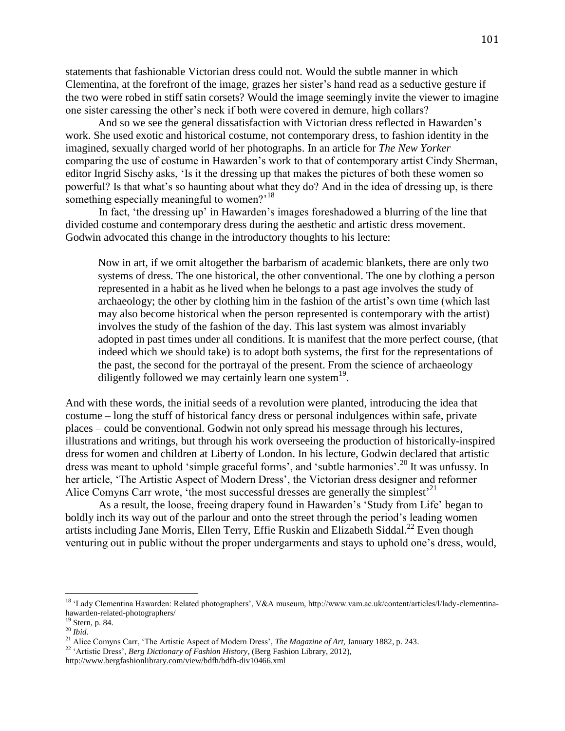statements that fashionable Victorian dress could not. Would the subtle manner in which Clementina, at the forefront of the image, grazes her sister's hand read as a seductive gesture if the two were robed in stiff satin corsets? Would the image seemingly invite the viewer to imagine one sister caressing the other's neck if both were covered in demure, high collars?

And so we see the general dissatisfaction with Victorian dress reflected in Hawarden's work. She used exotic and historical costume, not contemporary dress, to fashion identity in the imagined, sexually charged world of her photographs. In an article for *The New Yorker* comparing the use of costume in Hawarden's work to that of contemporary artist Cindy Sherman, editor Ingrid Sischy asks, 'Is it the dressing up that makes the pictures of both these women so powerful? Is that what's so haunting about what they do? And in the idea of dressing up, is there something especially meaningful to women?'[18]

In fact, 'the dressing up' in Hawarden's images foreshadowed a blurring of the line that divided costume and contemporary dress during the aesthetic and artistic dress movement. Godwin advocated this change in the introductory thoughts to his lecture:

> Now in art, if we omit altogether the barbarism of academic blankets, there are only two systems of dress. The one historical, the other conventional. The one by clothing a person represented in a habit as he lived when he belongs to a past age involves the study of archaeology; the other by clothing him in the fashion of the artist's own time (which last may also become historical when the person represented is contemporary with the artist) involves the study of the fashion of the day. This last system was almost invariably adopted in past times under all conditions. It is manifest that the more perfect course, (that indeed which we should take) is to adopt both systems, the first for the representations of the past, the second for the portrayal of the present. From the science of archaeology diligently followed we may certainly learn one system[19].

And with these words, the initial seeds of a revolution were planted, introducing the idea that costume – long the stuff of historical fancy dress or personal indulgences within safe, private places – could be conventional. Godwin not only spread his message through his lectures, illustrations and writings, but through his work overseeing the production of historically-inspired dress for women and children at Liberty of London. In his lecture, Godwin declared that artistic dress was meant to uphold 'simple graceful forms', and 'subtle harmonies'.[20] It was unfussy. In her article, 'The Artistic Aspect of Modern Dress', the Victorian dress designer and reformer Alice Comyns Carr wrote, 'the most successful dresses are generally the simplest'[21]

As a result, the loose, freeing drapery found in Hawarden's 'Study from Life' began to boldly inch its way out of the parlour and onto the street through the period's leading women artists including Jane Morris, Ellen Terry, Effie Ruskin and Elizabeth Siddal.[22] Even though venturing out in public without the proper undergarments and stays to uphold one's dress, would,

---

[18] 'Lady Clementina Hawarden: Related photographers', V&A museum, http://www.vam.ac.uk/content/articles/l/lady-clementina-hawarden-related-photographers/

[19] Stern, p. 84.

[20] *Ibid.*

[21] Alice Comyns Carr, 'The Artistic Aspect of Modern Dress', *The Magazine of Art*, January 1882, p. 243.

[22] 'Artistic Dress', *Berg Dictionary of Fashion History*, (Berg Fashion Library, 2012), http://www.bergfashionlibrary.com/view/bdfh/bdfh-div10466.xml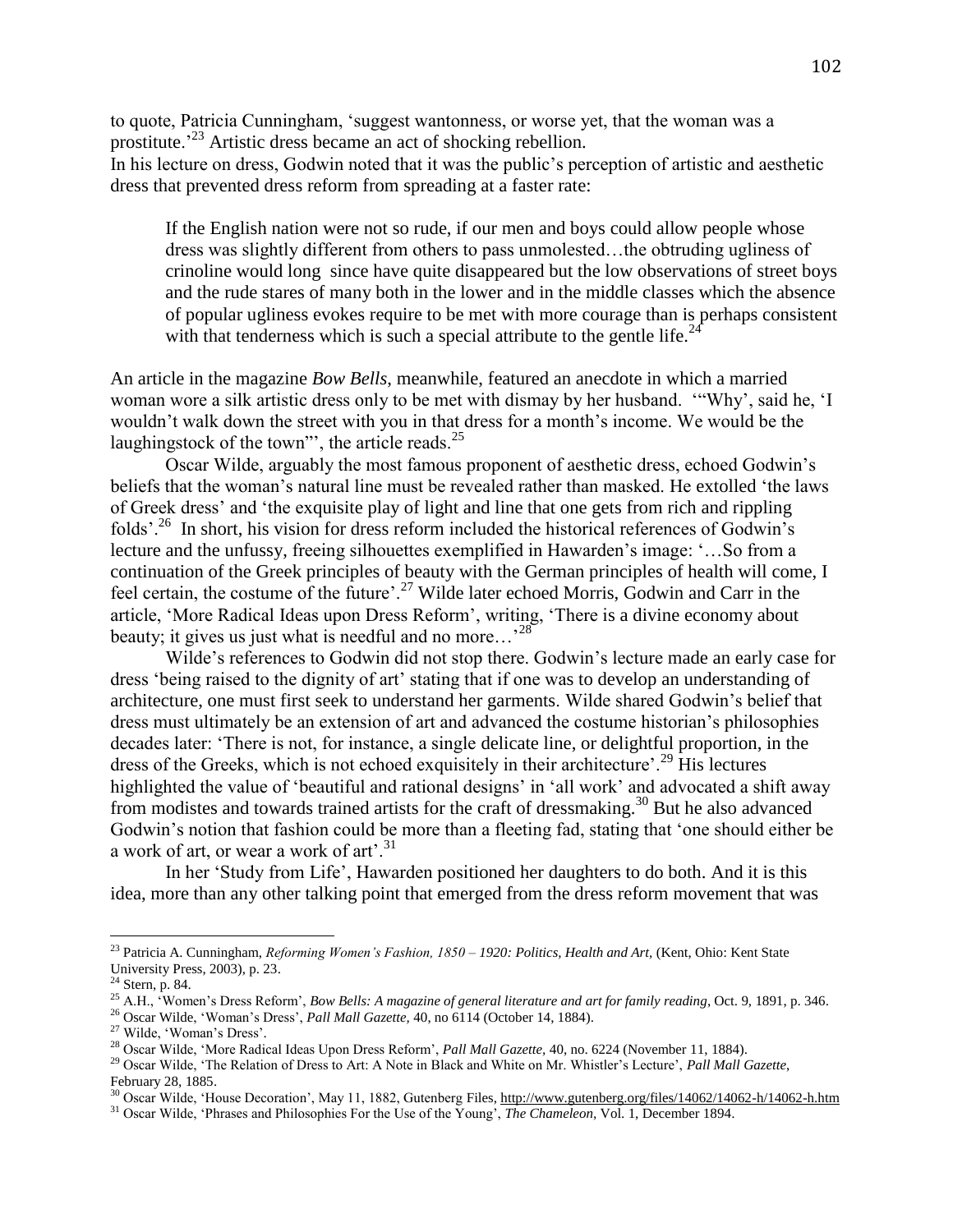to quote, Patricia Cunningham, 'suggest wantonness, or worse yet, that the woman was a prostitute.'[23] Artistic dress became an act of shocking rebellion.

In his lecture on dress, Godwin noted that it was the public's perception of artistic and aesthetic dress that prevented dress reform from spreading at a faster rate:

> If the English nation were not so rude, if our men and boys could allow people whose dress was slightly different from others to pass unmolested…the obtruding ugliness of crinoline would long since have quite disappeared but the low observations of street boys and the rude stares of many both in the lower and in the middle classes which the absence of popular ugliness evokes require to be met with more courage than is perhaps consistent with that tenderness which is such a special attribute to the gentle life.[24]

An article in the magazine *Bow Bells*, meanwhile, featured an anecdote in which a married woman wore a silk artistic dress only to be met with dismay by her husband. '"Why', said he, 'I wouldn't walk down the street with you in that dress for a month's income. We would be the laughingstock of the town"', the article reads.[25]

Oscar Wilde, arguably the most famous proponent of aesthetic dress, echoed Godwin's beliefs that the woman's natural line must be revealed rather than masked. He extolled 'the laws of Greek dress' and 'the exquisite play of light and line that one gets from rich and rippling folds'.[26] In short, his vision for dress reform included the historical references of Godwin's lecture and the unfussy, freeing silhouettes exemplified in Hawarden's image: '…So from a continuation of the Greek principles of beauty with the German principles of health will come, I feel certain, the costume of the future'.[27] Wilde later echoed Morris, Godwin and Carr in the article, 'More Radical Ideas upon Dress Reform', writing, 'There is a divine economy about beauty; it gives us just what is needful and no more…'[28]

Wilde's references to Godwin did not stop there. Godwin's lecture made an early case for dress 'being raised to the dignity of art' stating that if one was to develop an understanding of architecture, one must first seek to understand her garments. Wilde shared Godwin's belief that dress must ultimately be an extension of art and advanced the costume historian's philosophies decades later: 'There is not, for instance, a single delicate line, or delightful proportion, in the dress of the Greeks, which is not echoed exquisitely in their architecture'.[29] His lectures highlighted the value of 'beautiful and rational designs' in 'all work' and advocated a shift away from modistes and towards trained artists for the craft of dressmaking.[30] But he also advanced Godwin's notion that fashion could be more than a fleeting fad, stating that 'one should either be a work of art, or wear a work of art'.[31]

In her 'Study from Life', Hawarden positioned her daughters to do both. And it is this idea, more than any other talking point that emerged from the dress reform movement that was

---

[23] Patricia A. Cunningham, *Reforming Women's Fashion, 1850 – 1920: Politics, Health and Art,* (Kent, Ohio: Kent State University Press, 2003), p. 23.

[24] Stern, p. 84.

[25] A.H., 'Women's Dress Reform', *Bow Bells: A magazine of general literature and art for family reading*, Oct. 9, 1891, p. 346.

[26] Oscar Wilde, 'Woman's Dress', *Pall Mall Gazette,* 40, no 6114 (October 14, 1884).

[27] Wilde, 'Woman's Dress'.

[28] Oscar Wilde, 'More Radical Ideas Upon Dress Reform', *Pall Mall Gazette,* 40, no. 6224 (November 11, 1884).

[29] Oscar Wilde, 'The Relation of Dress to Art: A Note in Black and White on Mr. Whistler's Lecture', *Pall Mall Gazette,* February 28, 1885.

[30] Oscar Wilde, 'House Decoration', May 11, 1882, Gutenberg Files, http://www.gutenberg.org/files/14062/14062-h/14062-h.htm

[31] Oscar Wilde, 'Phrases and Philosophies For the Use of the Young', *The Chameleon,* Vol. 1, December 1894.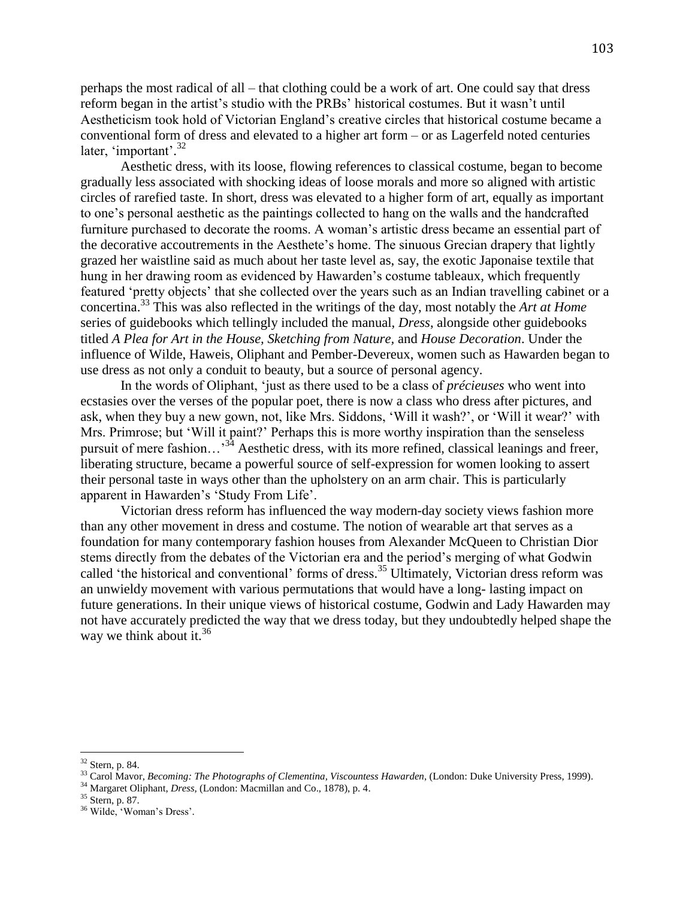perhaps the most radical of all – that clothing could be a work of art. One could say that dress reform began in the artist's studio with the PRBs' historical costumes. But it wasn't until Aestheticism took hold of Victorian England's creative circles that historical costume became a conventional form of dress and elevated to a higher art form – or as Lagerfeld noted centuries later, 'important'.[32]

Aesthetic dress, with its loose, flowing references to classical costume, began to become gradually less associated with shocking ideas of loose morals and more so aligned with artistic circles of rarefied taste. In short, dress was elevated to a higher form of art, equally as important to one's personal aesthetic as the paintings collected to hang on the walls and the handcrafted furniture purchased to decorate the rooms. A woman's artistic dress became an essential part of the decorative accoutrements in the Aesthete's home. The sinuous Grecian drapery that lightly grazed her waistline said as much about her taste level as, say, the exotic Japonaise textile that hung in her drawing room as evidenced by Hawarden's costume tableaux, which frequently featured 'pretty objects' that she collected over the years such as an Indian travelling cabinet or a concertina.[33] This was also reflected in the writings of the day, most notably the *Art at Home* series of guidebooks which tellingly included the manual, *Dress*, alongside other guidebooks titled *A Plea for Art in the House, Sketching from Nature,* and *House Decoration*. Under the influence of Wilde, Haweis, Oliphant and Pember-Devereux, women such as Hawarden began to use dress as not only a conduit to beauty, but a source of personal agency.

In the words of Oliphant, 'just as there used to be a class of *précieuses* who went into ecstasies over the verses of the popular poet, there is now a class who dress after pictures, and ask, when they buy a new gown, not, like Mrs. Siddons, 'Will it wash?', or 'Will it wear?' with Mrs. Primrose; but 'Will it paint?' Perhaps this is more worthy inspiration than the senseless pursuit of mere fashion…'[34] Aesthetic dress, with its more refined, classical leanings and freer, liberating structure, became a powerful source of self-expression for women looking to assert their personal taste in ways other than the upholstery on an arm chair. This is particularly apparent in Hawarden's 'Study From Life'.

Victorian dress reform has influenced the way modern-day society views fashion more than any other movement in dress and costume. The notion of wearable art that serves as a foundation for many contemporary fashion houses from Alexander McQueen to Christian Dior stems directly from the debates of the Victorian era and the period's merging of what Godwin called 'the historical and conventional' forms of dress.[35] Ultimately, Victorian dress reform was an unwieldy movement with various permutations that would have a long- lasting impact on future generations. In their unique views of historical costume, Godwin and Lady Hawarden may not have accurately predicted the way that we dress today, but they undoubtedly helped shape the way we think about it.[36]

---

[32] Stern, p. 84.

[33] Carol Mavor, *Becoming: The Photographs of Clementina, Viscountess Hawarden*, (London: Duke University Press, 1999).

[34] Margaret Oliphant, *Dress,* (London: Macmillan and Co., 1878), p. 4.

[35] Stern, p. 87.

[36] Wilde, 'Woman's Dress'.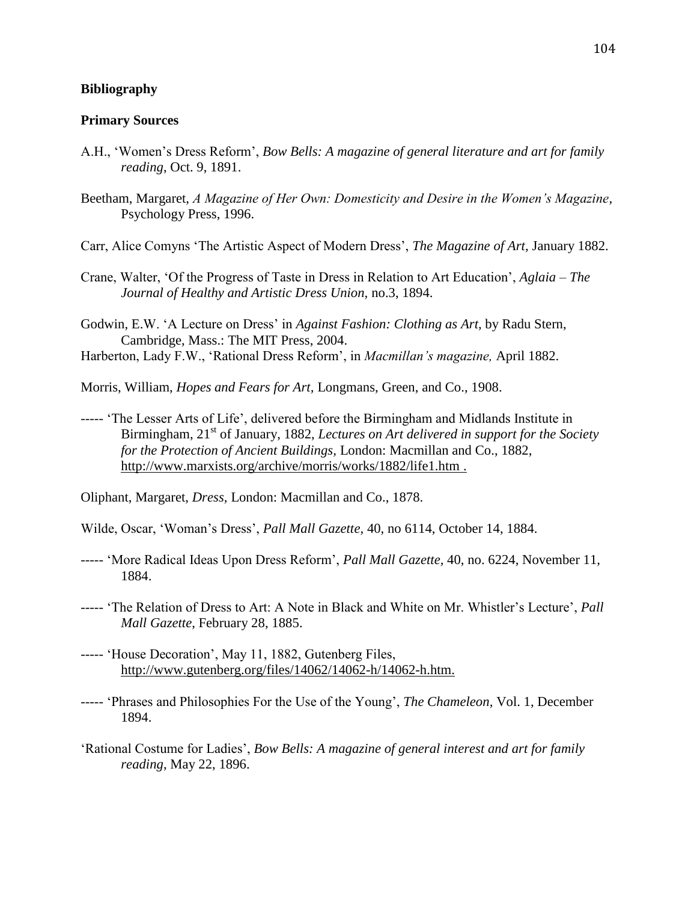## Bibliography

### Primary Sources

A.H., 'Women's Dress Reform', *Bow Bells: A magazine of general literature and art for family reading*, Oct. 9, 1891.

Beetham, Margaret, *A Magazine of Her Own: Domesticity and Desire in the Women's Magazine*, Psychology Press, 1996.

Carr, Alice Comyns 'The Artistic Aspect of Modern Dress', *The Magazine of Art,* January 1882.

Crane, Walter, 'Of the Progress of Taste in Dress in Relation to Art Education', *Aglaia – The Journal of Healthy and Artistic Dress Union,* no.3, 1894.

Godwin, E.W. 'A Lecture on Dress' in *Against Fashion: Clothing as Art,* by Radu Stern, Cambridge, Mass.: The MIT Press, 2004.

Harberton, Lady F.W., 'Rational Dress Reform', in *Macmillan's magazine,* April 1882.

Morris, William, *Hopes and Fears for Art,* Longmans, Green, and Co., 1908.

----- 'The Lesser Arts of Life', delivered before the Birmingham and Midlands Institute in Birmingham, 21st of January, 1882, *Lectures on Art delivered in support for the Society for the Protection of Ancient Buildings*, London: Macmillan and Co., 1882, http://www.marxists.org/archive/morris/works/1882/life1.htm .

Oliphant, Margaret, *Dress,* London: Macmillan and Co., 1878.

Wilde, Oscar, 'Woman's Dress', *Pall Mall Gazette,* 40, no 6114, October 14, 1884.

----- 'More Radical Ideas Upon Dress Reform', *Pall Mall Gazette,* 40, no. 6224, November 11, 1884.

----- 'The Relation of Dress to Art: A Note in Black and White on Mr. Whistler's Lecture', *Pall Mall Gazette*, February 28, 1885.

----- 'House Decoration', May 11, 1882, Gutenberg Files, http://www.gutenberg.org/files/14062/14062-h/14062-h.htm.

----- 'Phrases and Philosophies For the Use of the Young', *The Chameleon,* Vol. 1, December 1894.

'Rational Costume for Ladies', *Bow Bells: A magazine of general interest and art for family reading*, May 22, 1896.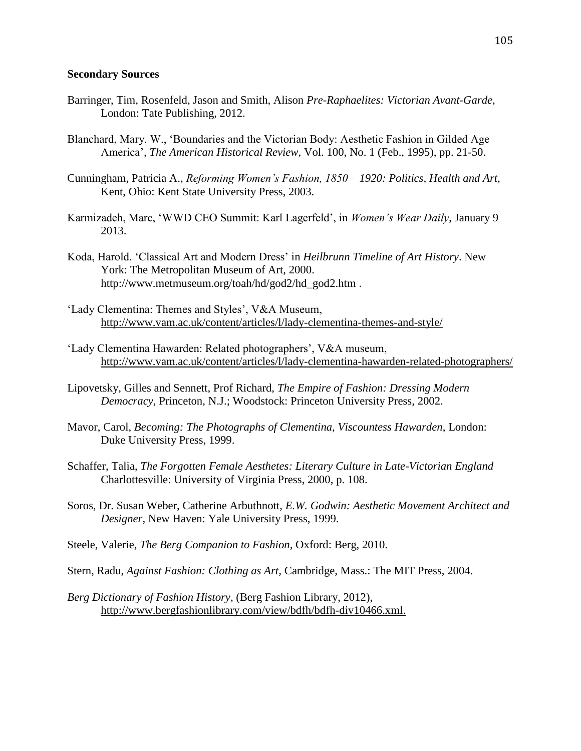**Secondary Sources**

Barringer, Tim, Rosenfeld, Jason and Smith, Alison *Pre-Raphaelites: Victorian Avant-Garde*, London: Tate Publishing, 2012.

Blanchard, Mary. W., 'Boundaries and the Victorian Body: Aesthetic Fashion in Gilded Age America', *The American Historical Review*, Vol. 100, No. 1 (Feb., 1995), pp. 21-50.

Cunningham, Patricia A., *Reforming Women's Fashion, 1850 – 1920: Politics, Health and Art*, Kent, Ohio: Kent State University Press, 2003.

Karmizadeh, Marc, 'WWD CEO Summit: Karl Lagerfeld', in *Women's Wear Daily*, January 9 2013.

Koda, Harold. 'Classical Art and Modern Dress' in *Heilbrunn Timeline of Art History*. New York: The Metropolitan Museum of Art, 2000. http://www.metmuseum.org/toah/hd/god2/hd_god2.htm .

'Lady Clementina: Themes and Styles', V&A Museum, http://www.vam.ac.uk/content/articles/l/lady-clementina-themes-and-style/

'Lady Clementina Hawarden: Related photographers', V&A museum, http://www.vam.ac.uk/content/articles/l/lady-clementina-hawarden-related-photographers/

Lipovetsky, Gilles and Sennett, Prof Richard, *The Empire of Fashion: Dressing Modern Democracy*, Princeton, N.J.; Woodstock: Princeton University Press, 2002.

Mavor, Carol, *Becoming: The Photographs of Clementina, Viscountess Hawarden*, London: Duke University Press, 1999.

Schaffer, Talia, *The Forgotten Female Aesthetes: Literary Culture in Late-Victorian England* Charlottesville: University of Virginia Press, 2000, p. 108.

Soros, Dr. Susan Weber, Catherine Arbuthnott, *E.W. Godwin: Aesthetic Movement Architect and Designer*, New Haven: Yale University Press, 1999.

Steele, Valerie, *The Berg Companion to Fashion*, Oxford: Berg, 2010.

Stern, Radu, *Against Fashion: Clothing as Art*, Cambridge, Mass.: The MIT Press, 2004.

*Berg Dictionary of Fashion History*, (Berg Fashion Library, 2012), http://www.bergfashionlibrary.com/view/bdfh/bdfh-div10466.xml.